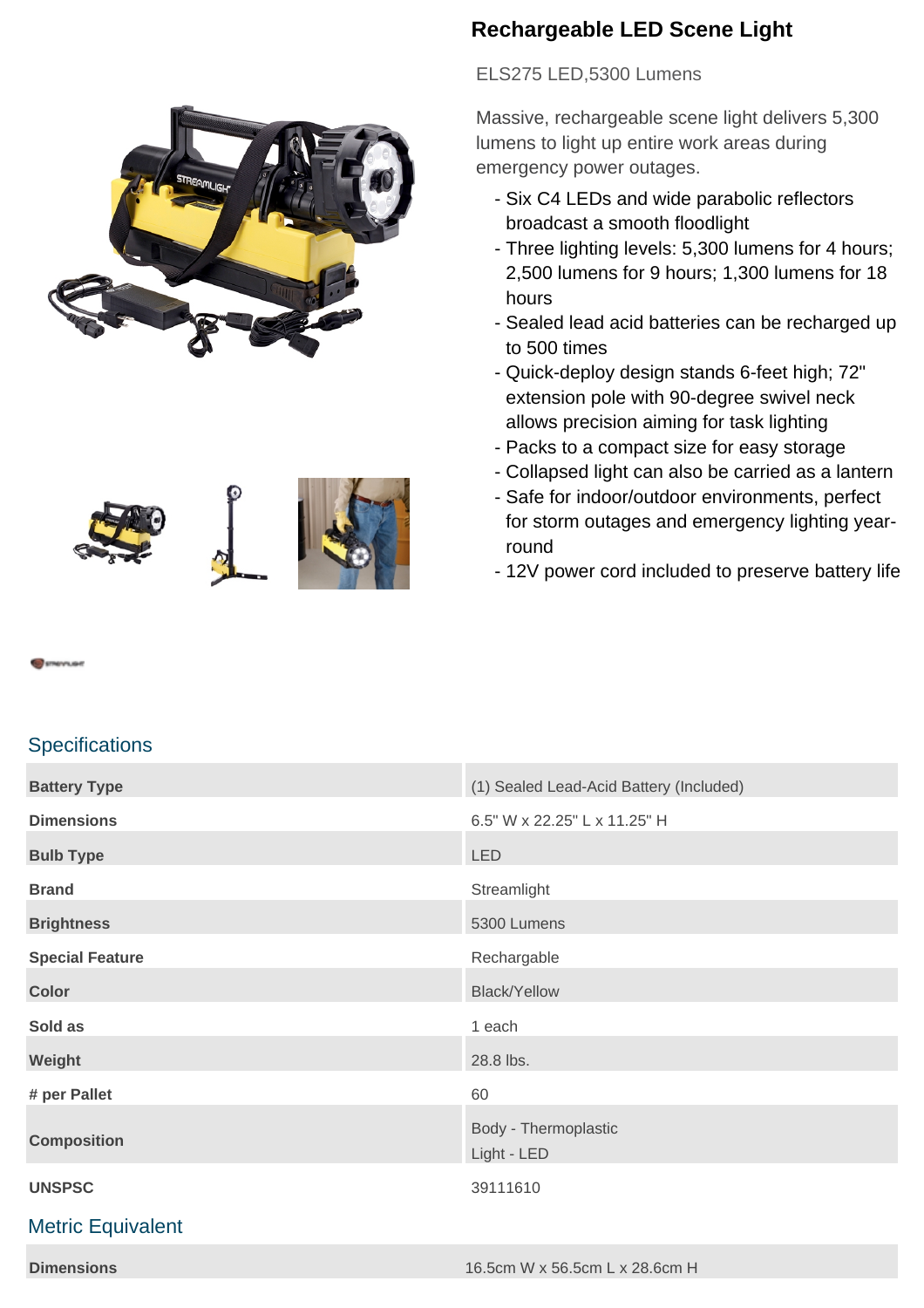# Rechargeable LED Scene Light

ELS275 LED,5300 Lumens

Massive, rechargeable scene light delivers 5,300 lumens to light up entire work areas during emergency power outages.

- Six C4 LEDs and wide parabolic reflectors broadcast a smooth floodlight
- Three lighting levels: 5,300 lumens for 4 hours; 2,500 lumens for 9 hours; 1,300 lumens for 18 hours
- Sealed lead acid batteries can be recharged up to 500 times
- Quick-deploy design stands 6-feet high; 72" extension pole with 90-degree swivel neck allows precision aiming for task lighting
- Packs to a compact size for easy storage
- Collapsed light can also be carried as a lantern
- Safe for indoor/outdoor environments, perfect for storm outages and emergency lighting year-round
- 12V power cord included to preserve battery life

## Specifications

| | |
|---|---|
| **Battery Type** | (1) Sealed Lead-Acid Battery (Included) |
| **Dimensions** | 6.5" W x 22.25" L x 11.25" H |
| **Bulb Type** | LED |
| **Brand** | Streamlight |
| **Brightness** | 5300 Lumens |
| **Special Feature** | Rechargable |
| **Color** | Black/Yellow |
| **Sold as** | 1 each |
| **Weight** | 28.8 lbs. |
| **# per Pallet** | 60 |
| **Composition** | Body - Thermoplastic<br>Light - LED |
| **UNSPSC** | 39111610 |

## Metric Equivalent

| | |
|---|---|
| **Dimensions** | 16.5cm W x 56.5cm L x 28.6cm H |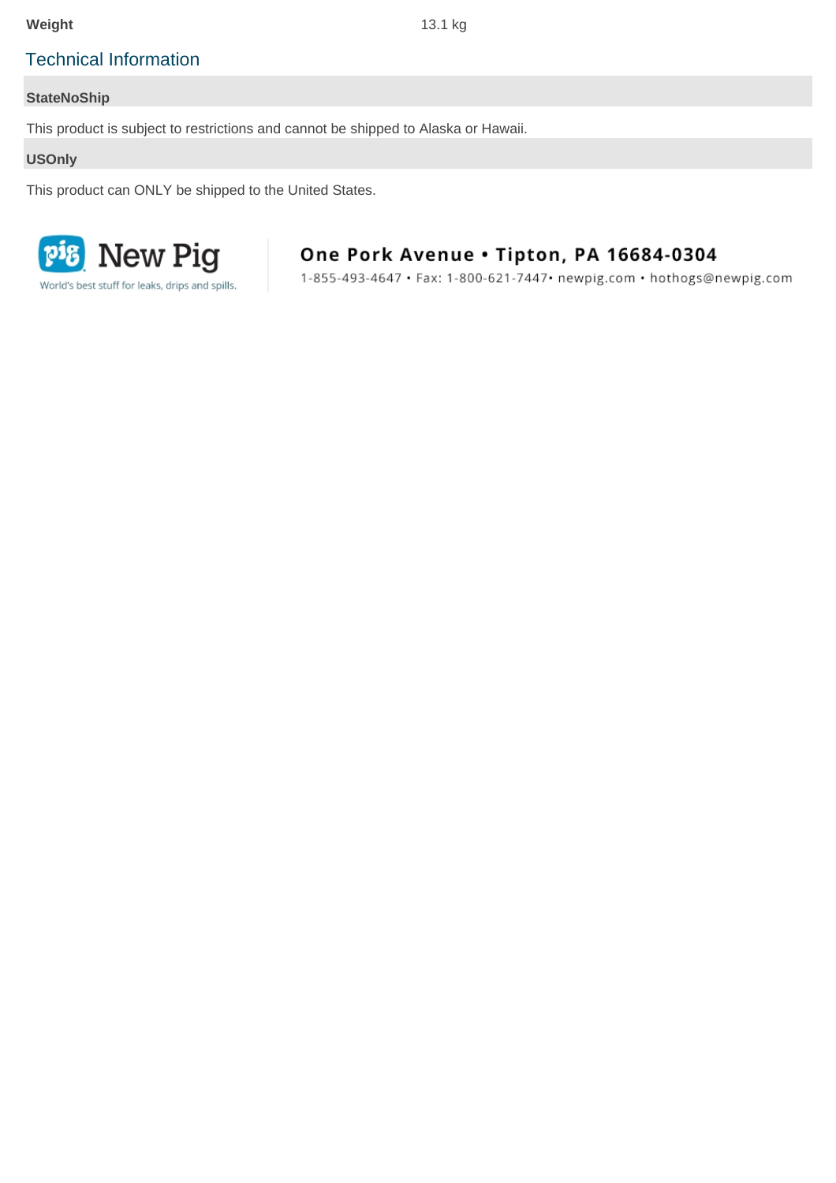| | |
|---|---|
| **Weight** | 13.1 kg |

## Technical Information

**StateNoShip**

This product is subject to restrictions and cannot be shipped to Alaska or Hawaii.

**USOnly**

This product can ONLY be shipped to the United States.

New Pig

World's best stuff for leaks, drips and spills.

**One Pork Avenue • Tipton, PA 16684-0304**

1-855-493-4647 • Fax: 1-800-621-7447• newpig.com • hothogs@newpig.com